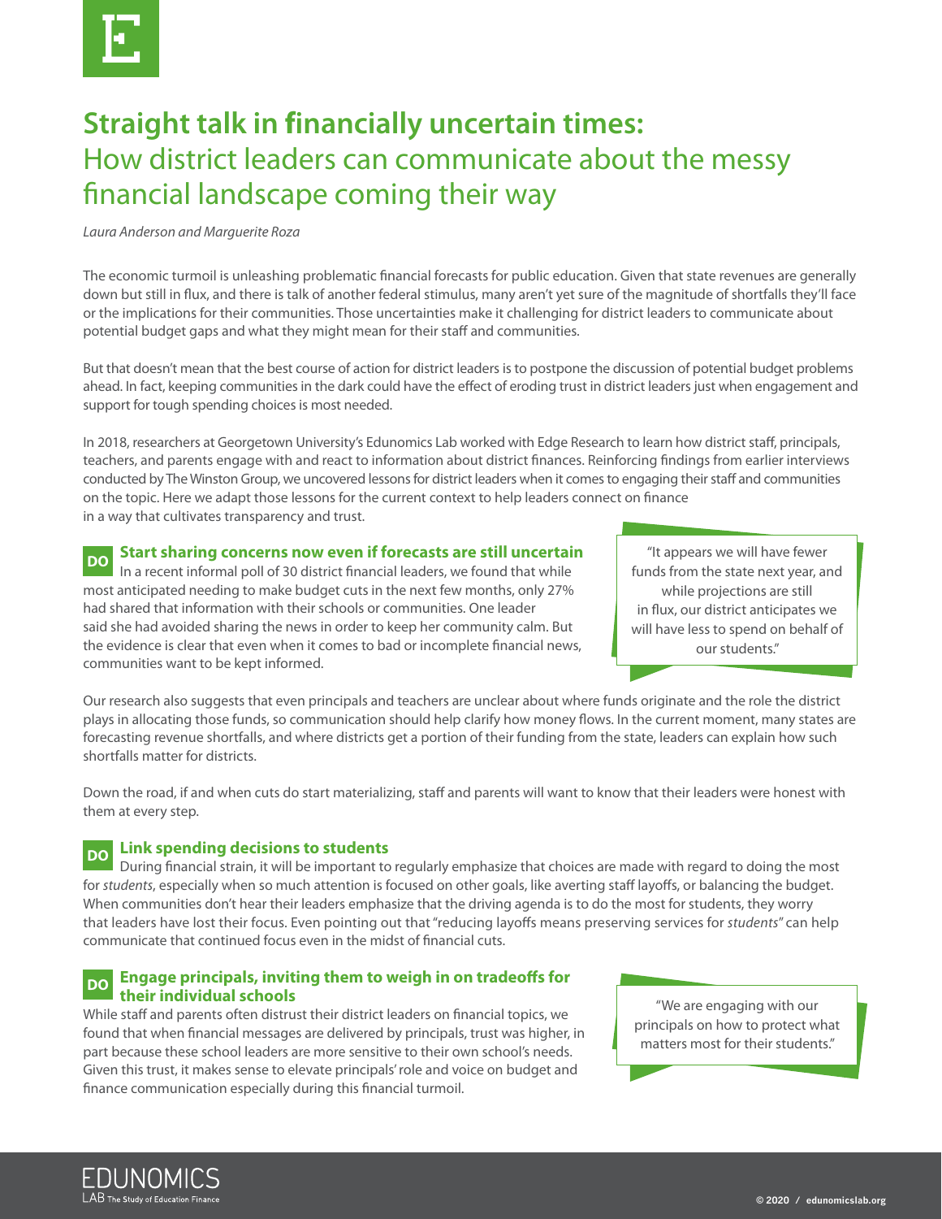# Straight talk in financially uncertain times: How district leaders can communicate about the messy financial landscape coming their way

*Laura Anderson and Marguerite Roza*

The economic turmoil is unleashing problematic financial forecasts for public education. Given that state revenues are generally down but still in flux, and there is talk of another federal stimulus, many aren't yet sure of the magnitude of shortfalls they'll face or the implications for their communities. Those uncertainties make it challenging for district leaders to communicate about potential budget gaps and what they might mean for their staff and communities.

But that doesn't mean that the best course of action for district leaders is to postpone the discussion of potential budget problems ahead. In fact, keeping communities in the dark could have the effect of eroding trust in district leaders just when engagement and support for tough spending choices is most needed.

In 2018, researchers at Georgetown University's Edunomics Lab worked with Edge Research to learn how district staff, principals, teachers, and parents engage with and react to information about district finances. Reinforcing findings from earlier interviews conducted by The Winston Group, we uncovered lessons for district leaders when it comes to engaging their staff and communities on the topic. Here we adapt those lessons for the current context to help leaders connect on finance in a way that cultivates transparency and trust.

## DO Start sharing concerns now even if forecasts are still uncertain

In a recent informal poll of 30 district financial leaders, we found that while most anticipated needing to make budget cuts in the next few months, only 27% had shared that information with their schools or communities. One leader said she had avoided sharing the news in order to keep her community calm. But the evidence is clear that even when it comes to bad or incomplete financial news, communities want to be kept informed.

> "It appears we will have fewer funds from the state next year, and while projections are still in flux, our district anticipates we will have less to spend on behalf of our students."

Our research also suggests that even principals and teachers are unclear about where funds originate and the role the district plays in allocating those funds, so communication should help clarify how money flows. In the current moment, many states are forecasting revenue shortfalls, and where districts get a portion of their funding from the state, leaders can explain how such shortfalls matter for districts.

Down the road, if and when cuts do start materializing, staff and parents will want to know that their leaders were honest with them at every step.

## DO Link spending decisions to students

During financial strain, it will be important to regularly emphasize that choices are made with regard to doing the most for *students*, especially when so much attention is focused on other goals, like averting staff layoffs, or balancing the budget. When communities don't hear their leaders emphasize that the driving agenda is to do the most for students, they worry that leaders have lost their focus. Even pointing out that "reducing layoffs means preserving services for *students*" can help communicate that continued focus even in the midst of financial cuts.

## DO Engage principals, inviting them to weigh in on tradeoffs for their individual schools

While staff and parents often distrust their district leaders on financial topics, we found that when financial messages are delivered by principals, trust was higher, in part because these school leaders are more sensitive to their own school's needs. Given this trust, it makes sense to elevate principals' role and voice on budget and finance communication especially during this financial turmoil.

> "We are engaging with our principals on how to protect what matters most for their students."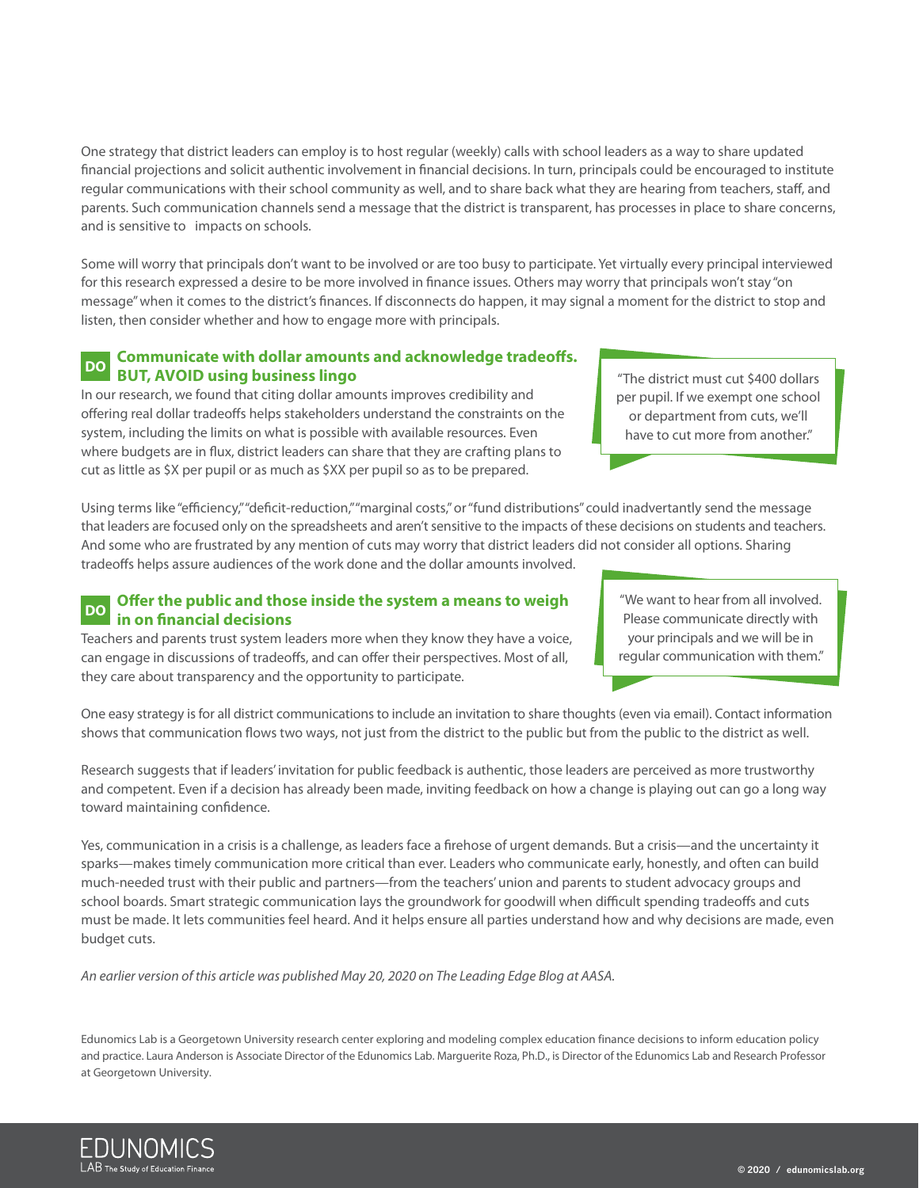One strategy that district leaders can employ is to host regular (weekly) calls with school leaders as a way to share updated financial projections and solicit authentic involvement in financial decisions. In turn, principals could be encouraged to institute regular communications with their school community as well, and to share back what they are hearing from teachers, staff, and parents. Such communication channels send a message that the district is transparent, has processes in place to share concerns, and is sensitive to impacts on schools.

Some will worry that principals don't want to be involved or are too busy to participate. Yet virtually every principal interviewed for this research expressed a desire to be more involved in finance issues. Others may worry that principals won't stay "on message" when it comes to the district's finances. If disconnects do happen, it may signal a moment for the district to stop and listen, then consider whether and how to engage more with principals.

### DO Communicate with dollar amounts and acknowledge tradeoffs. BUT, AVOID using business lingo

In our research, we found that citing dollar amounts improves credibility and offering real dollar tradeoffs helps stakeholders understand the constraints on the system, including the limits on what is possible with available resources. Even where budgets are in flux, district leaders can share that they are crafting plans to cut as little as $X per pupil or as much as $XX per pupil so as to be prepared.

> "The district must cut $400 dollars per pupil. If we exempt one school or department from cuts, we'll have to cut more from another."

Using terms like "efficiency," "deficit-reduction," "marginal costs," or "fund distributions" could inadvertantly send the message that leaders are focused only on the spreadsheets and aren't sensitive to the impacts of these decisions on students and teachers. And some who are frustrated by any mention of cuts may worry that district leaders did not consider all options. Sharing tradeoffs helps assure audiences of the work done and the dollar amounts involved.

### DO Offer the public and those inside the system a means to weigh in on financial decisions

Teachers and parents trust system leaders more when they know they have a voice, can engage in discussions of tradeoffs, and can offer their perspectives. Most of all, they care about transparency and the opportunity to participate.

> "We want to hear from all involved. Please communicate directly with your principals and we will be in regular communication with them."

One easy strategy is for all district communications to include an invitation to share thoughts (even via email). Contact information shows that communication flows two ways, not just from the district to the public but from the public to the district as well.

Research suggests that if leaders' invitation for public feedback is authentic, those leaders are perceived as more trustworthy and competent. Even if a decision has already been made, inviting feedback on how a change is playing out can go a long way toward maintaining confidence.

Yes, communication in a crisis is a challenge, as leaders face a firehose of urgent demands. But a crisis—and the uncertainty it sparks—makes timely communication more critical than ever. Leaders who communicate early, honestly, and often can build much-needed trust with their public and partners—from the teachers' union and parents to student advocacy groups and school boards. Smart strategic communication lays the groundwork for goodwill when difficult spending tradeoffs and cuts must be made. It lets communities feel heard. And it helps ensure all parties understand how and why decisions are made, even budget cuts.

*An earlier version of this article was published May 20, 2020 on The Leading Edge Blog at AASA.*

Edunomics Lab is a Georgetown University research center exploring and modeling complex education finance decisions to inform education policy and practice. Laura Anderson is Associate Director of the Edunomics Lab. Marguerite Roza, Ph.D., is Director of the Edunomics Lab and Research Professor at Georgetown University.

EDUNOMICS LAB The Study of Education Finance

© 2020 / edunomicslab.org